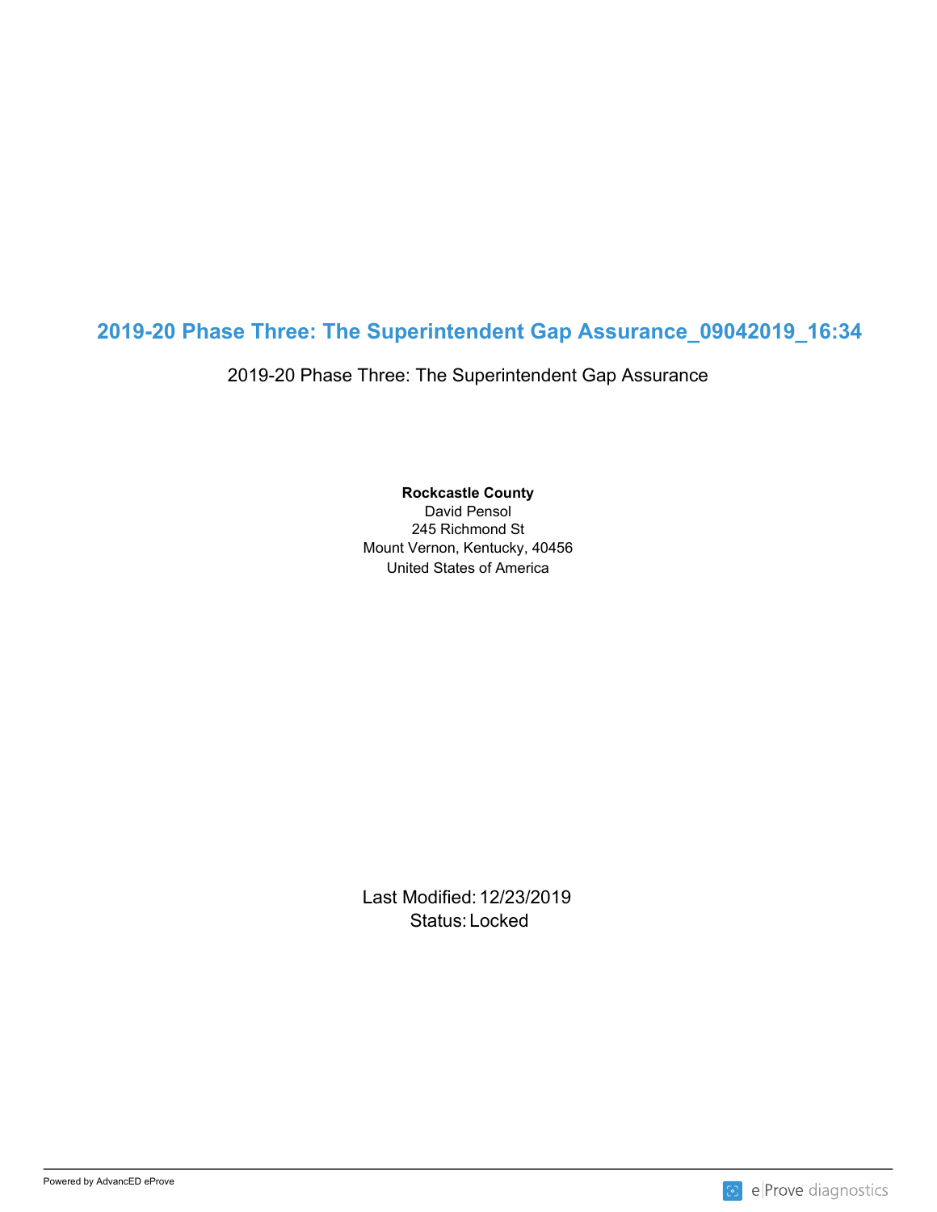# 2019-20 Phase Three: The Superintendent Gap Assurance_09042019_16:34

2019-20 Phase Three: The Superintendent Gap Assurance

**Rockcastle County**
David Pensol
245 Richmond St
Mount Vernon, Kentucky, 40456
United States of America

Last Modified: 12/23/2019
Status: Locked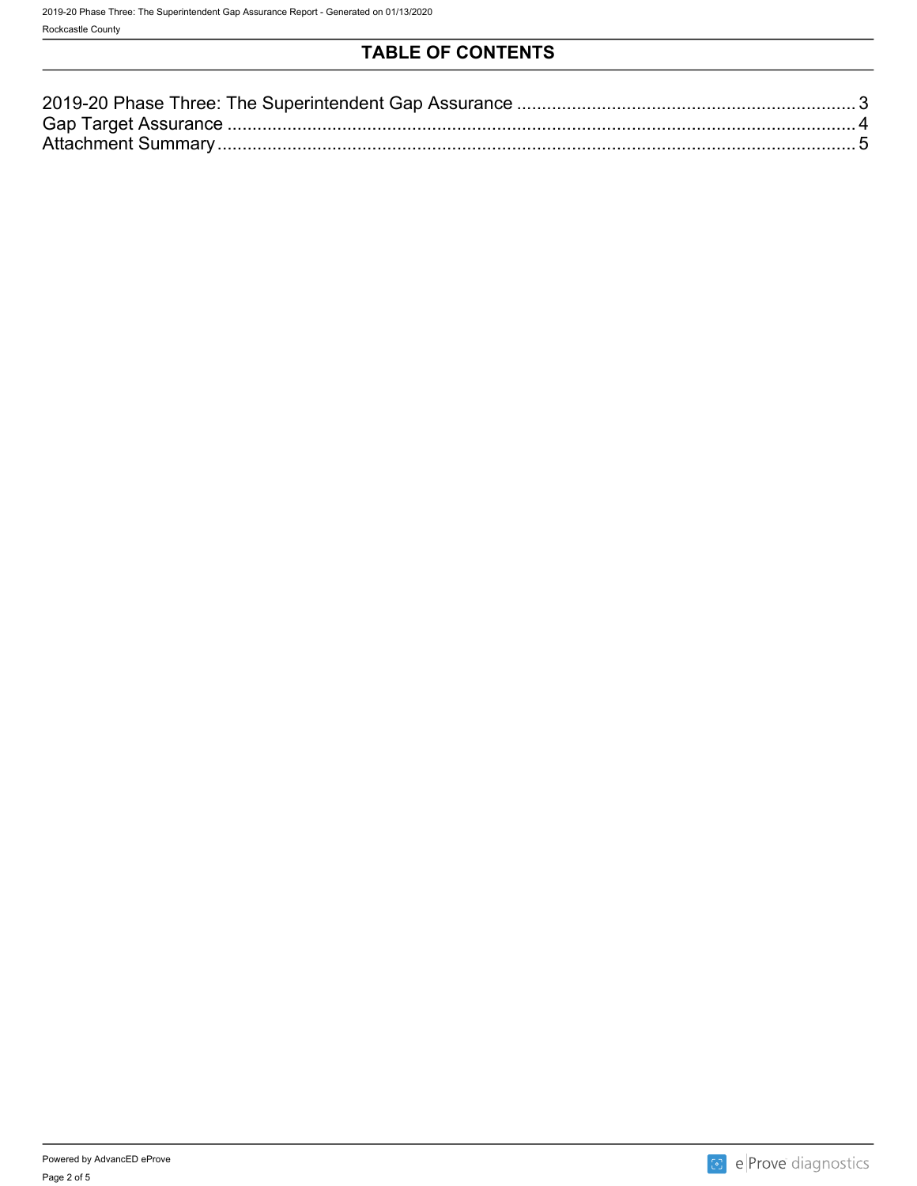# TABLE OF CONTENTS

2019-20 Phase Three: The Superintendent Gap Assurance ........ 3
Gap Target Assurance ........ 4
Attachment Summary ........ 5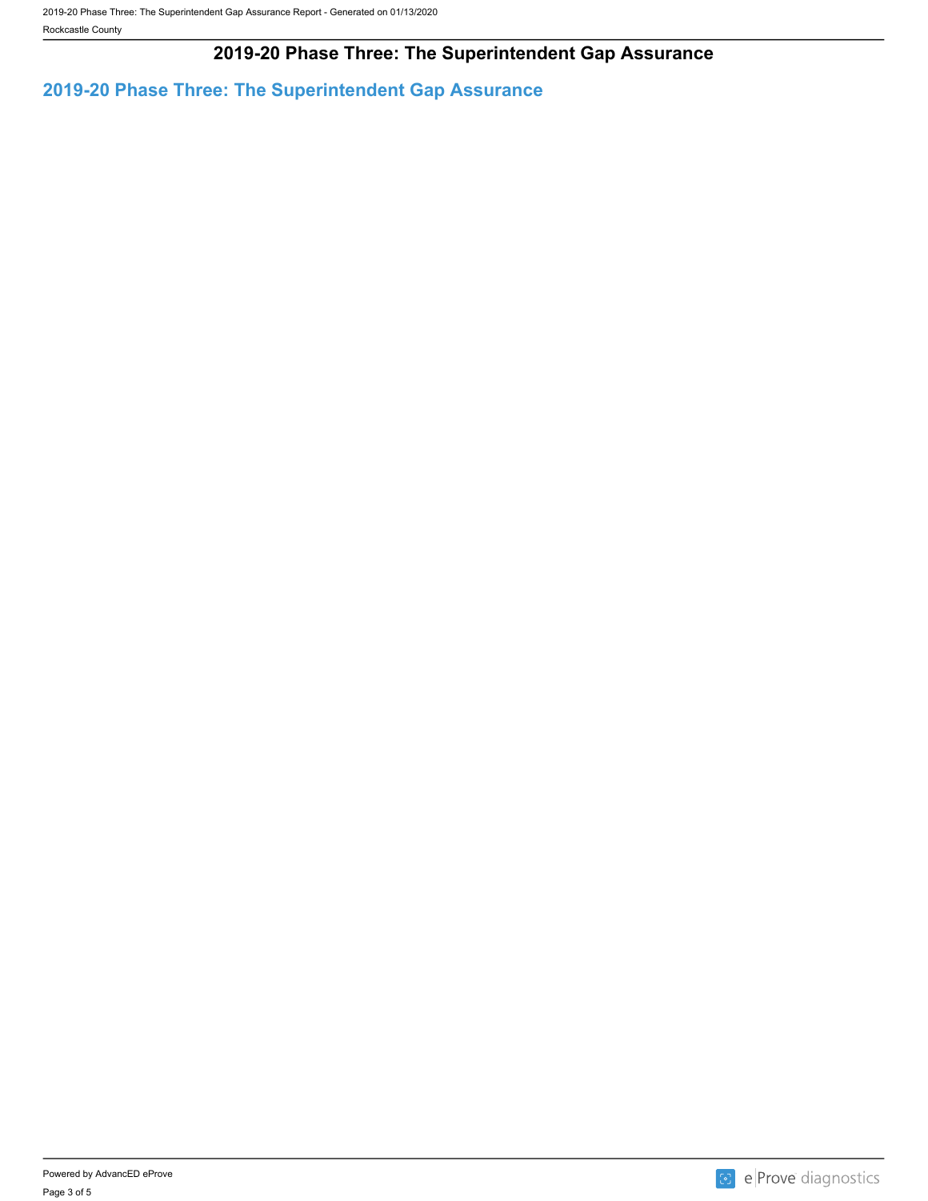# 2019-20 Phase Three: The Superintendent Gap Assurance

## 2019-20 Phase Three: The Superintendent Gap Assurance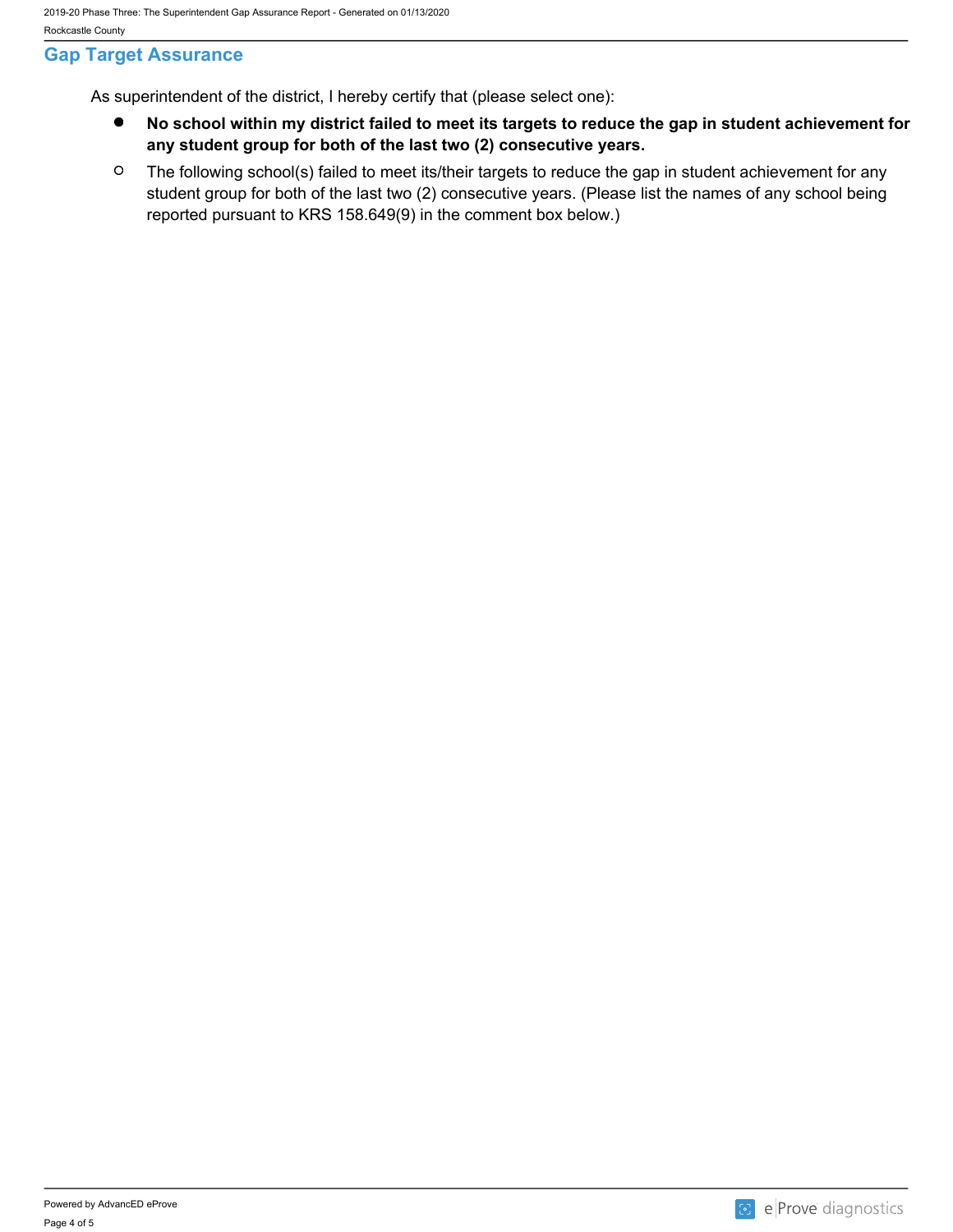## Gap Target Assurance

As superintendent of the district, I hereby certify that (please select one):

- ● **No school within my district failed to meet its targets to reduce the gap in student achievement for any student group for both of the last two (2) consecutive years.**
- ○ The following school(s) failed to meet its/their targets to reduce the gap in student achievement for any student group for both of the last two (2) consecutive years. (Please list the names of any school being reported pursuant to KRS 158.649(9) in the comment box below.)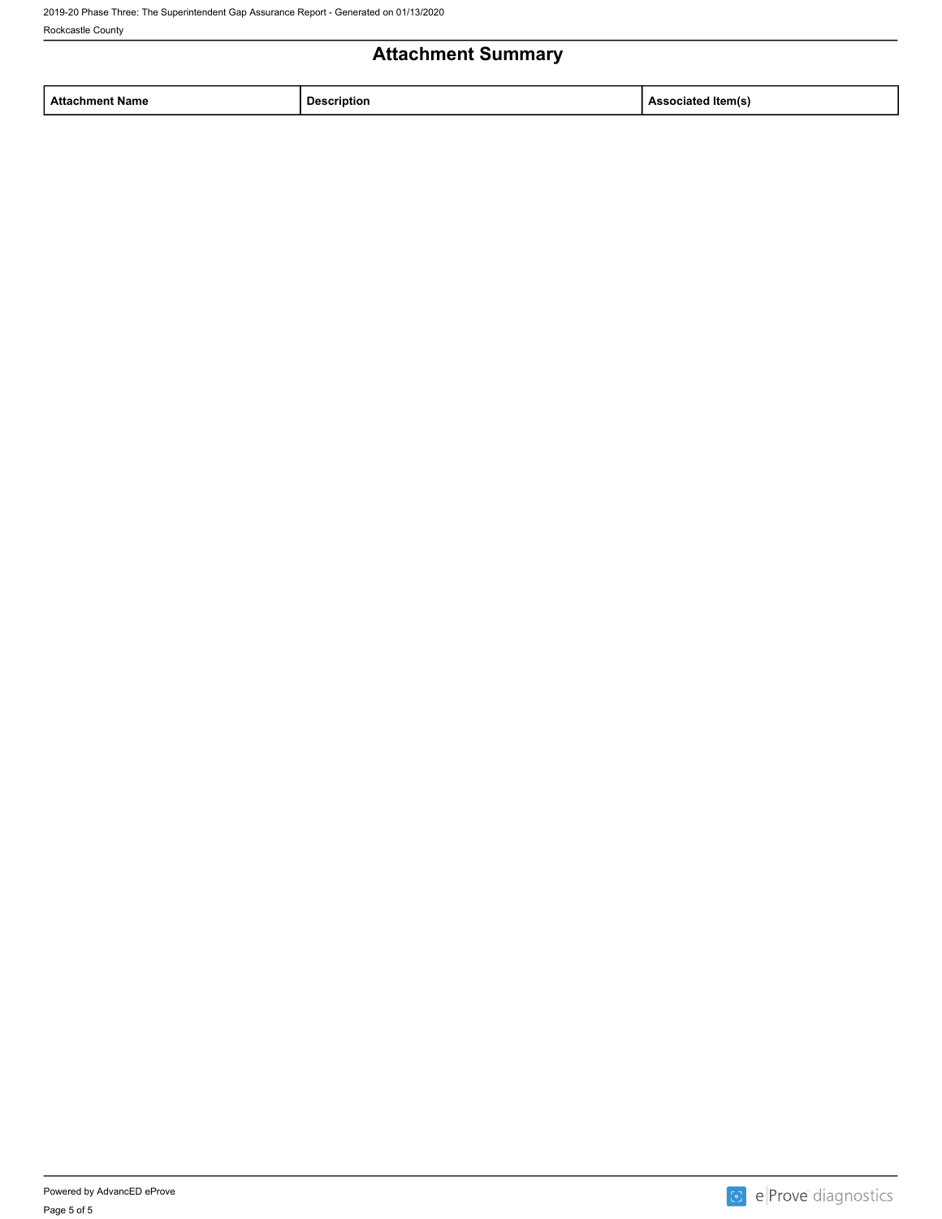# Attachment Summary

| Attachment Name | Description | Associated Item(s) |
|---|---|---|